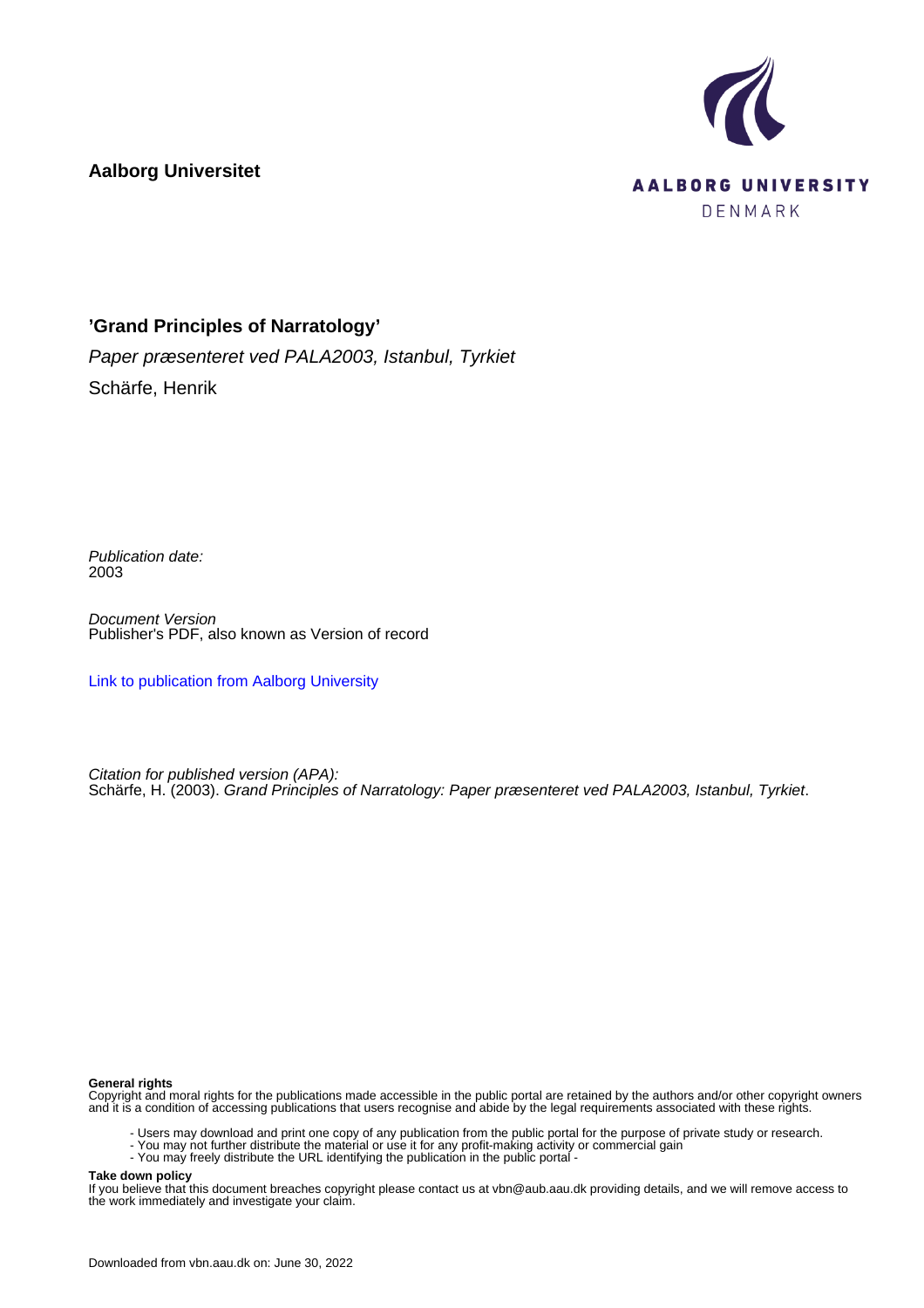**Aalborg Universitet**

AALBORG UNIVERSITY
DENMARK

**'Grand Principles of Narratology'**

*Paper præsenteret ved PALA2003, Istanbul, Tyrkiet*

Schärfe, Henrik

*Publication date:*
2003

*Document Version*
Publisher's PDF, also known as Version of record

[Link to publication from Aalborg University](#)

*Citation for published version (APA):*
Schärfe, H. (2003). *Grand Principles of Narratology: Paper præsenteret ved PALA2003, Istanbul, Tyrkiet*.

**General rights**
Copyright and moral rights for the publications made accessible in the public portal are retained by the authors and/or other copyright owners and it is a condition of accessing publications that users recognise and abide by the legal requirements associated with these rights.

- Users may download and print one copy of any publication from the public portal for the purpose of private study or research.
- You may not further distribute the material or use it for any profit-making activity or commercial gain
- You may freely distribute the URL identifying the publication in the public portal -

**Take down policy**
If you believe that this document breaches copyright please contact us at vbn@aub.aau.dk providing details, and we will remove access to the work immediately and investigate your claim.

Downloaded from vbn.aau.dk on: June 30, 2022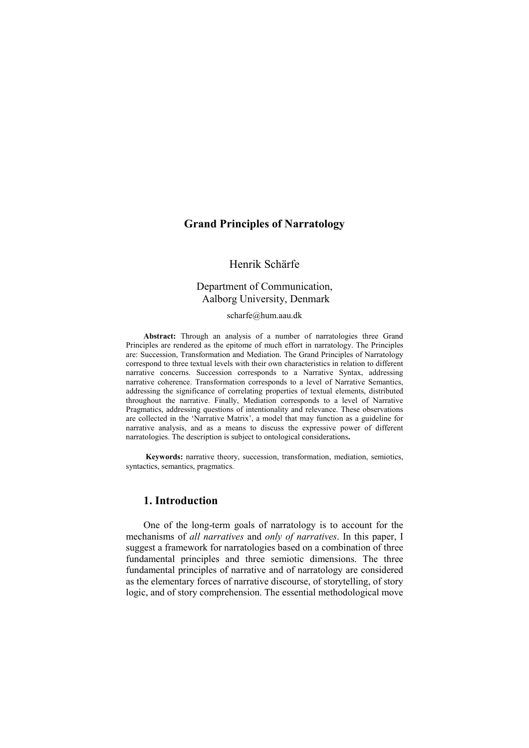# Grand Principles of Narratology

Henrik Schärfe

Department of Communication,
Aalborg University, Denmark

scharfe@hum.aau.dk

**Abstract:** Through an analysis of a number of narratologies three Grand Principles are rendered as the epitome of much effort in narratology. The Principles are: Succession, Transformation and Mediation. The Grand Principles of Narratology correspond to three textual levels with their own characteristics in relation to different narrative concerns. Succession corresponds to a Narrative Syntax, addressing narrative coherence. Transformation corresponds to a level of Narrative Semantics, addressing the significance of correlating properties of textual elements, distributed throughout the narrative. Finally, Mediation corresponds to a level of Narrative Pragmatics, addressing questions of intentionality and relevance. These observations are collected in the 'Narrative Matrix', a model that may function as a guideline for narrative analysis, and as a means to discuss the expressive power of different narratologies. The description is subject to ontological considerations**.**

**Keywords:** narrative theory, succession, transformation, mediation, semiotics, syntactics, semantics, pragmatics.

## 1. Introduction

One of the long-term goals of narratology is to account for the mechanisms of *all narratives* and *only of narratives*. In this paper, I suggest a framework for narratologies based on a combination of three fundamental principles and three semiotic dimensions. The three fundamental principles of narrative and of narratology are considered as the elementary forces of narrative discourse, of storytelling, of story logic, and of story comprehension. The essential methodological move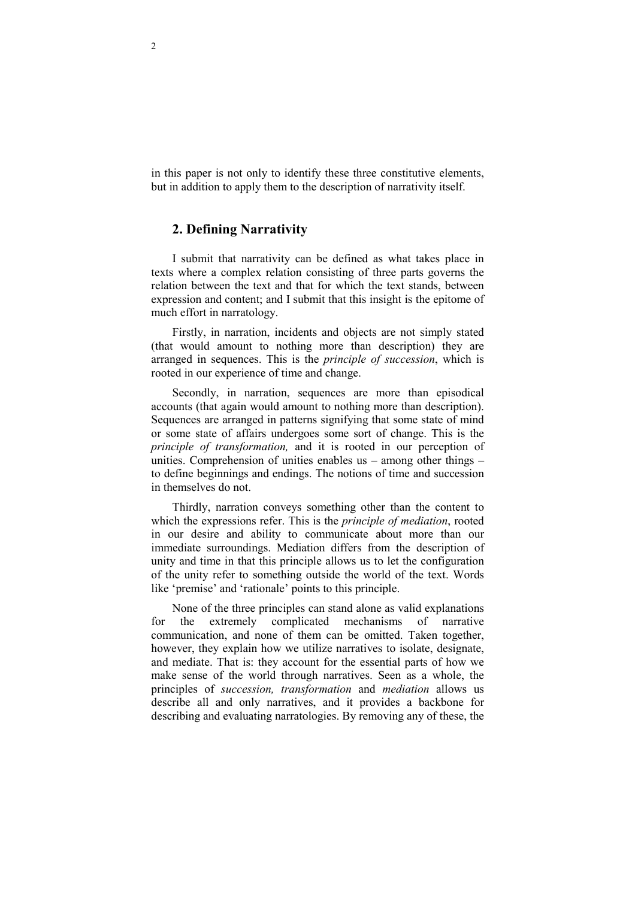in this paper is not only to identify these three constitutive elements, but in addition to apply them to the description of narrativity itself.

## 2. Defining Narrativity

I submit that narrativity can be defined as what takes place in texts where a complex relation consisting of three parts governs the relation between the text and that for which the text stands, between expression and content; and I submit that this insight is the epitome of much effort in narratology.

Firstly, in narration, incidents and objects are not simply stated (that would amount to nothing more than description) they are arranged in sequences. This is the *principle of succession*, which is rooted in our experience of time and change.

Secondly, in narration, sequences are more than episodical accounts (that again would amount to nothing more than description). Sequences are arranged in patterns signifying that some state of mind or some state of affairs undergoes some sort of change. This is the *principle of transformation,* and it is rooted in our perception of unities. Comprehension of unities enables us – among other things – to define beginnings and endings. The notions of time and succession in themselves do not.

Thirdly, narration conveys something other than the content to which the expressions refer. This is the *principle of mediation*, rooted in our desire and ability to communicate about more than our immediate surroundings. Mediation differs from the description of unity and time in that this principle allows us to let the configuration of the unity refer to something outside the world of the text. Words like 'premise' and 'rationale' points to this principle.

None of the three principles can stand alone as valid explanations for the extremely complicated mechanisms of narrative communication, and none of them can be omitted. Taken together, however, they explain how we utilize narratives to isolate, designate, and mediate. That is: they account for the essential parts of how we make sense of the world through narratives. Seen as a whole, the principles of *succession, transformation* and *mediation* allows us describe all and only narratives, and it provides a backbone for describing and evaluating narratologies. By removing any of these, the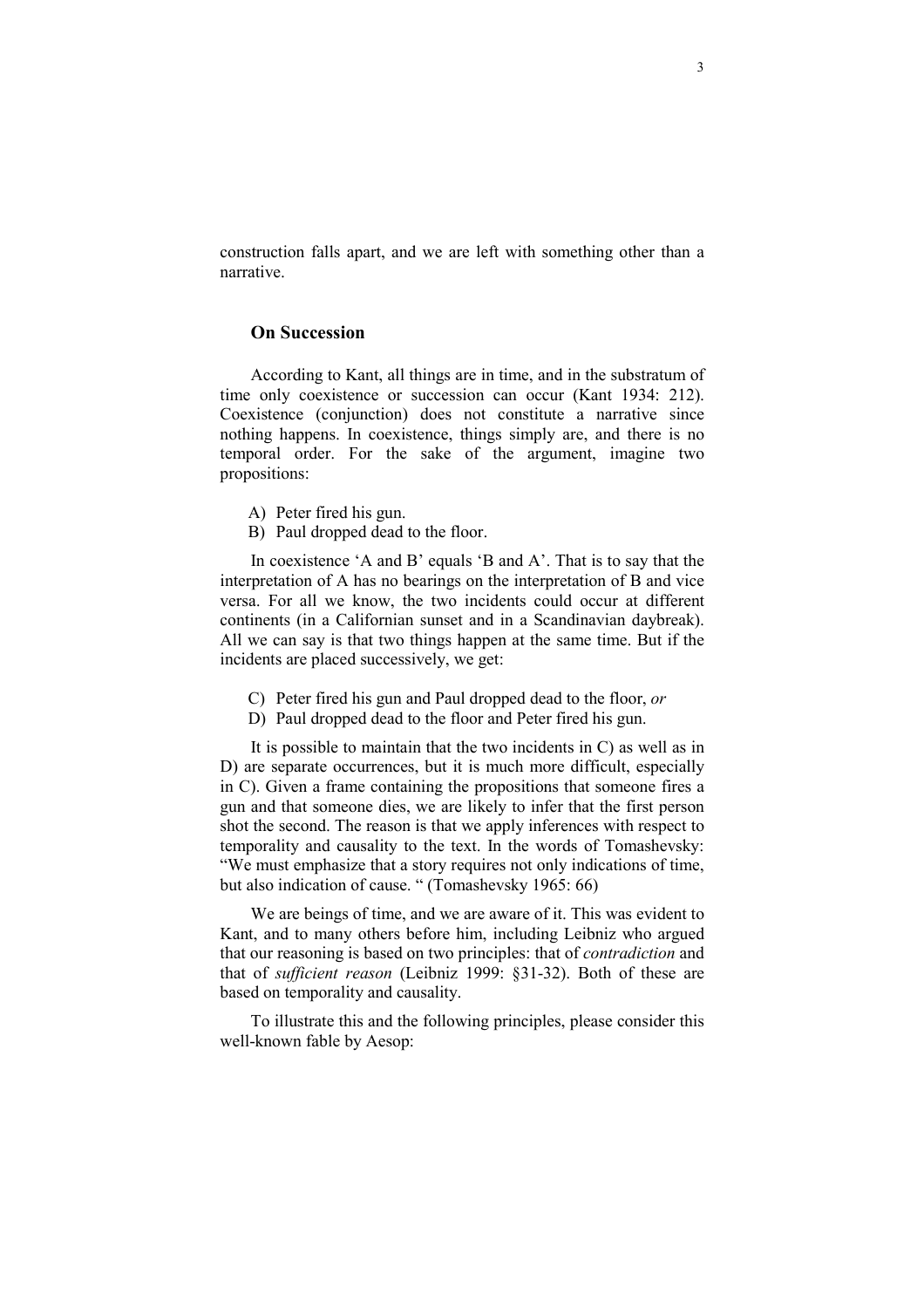construction falls apart, and we are left with something other than a narrative.

## On Succession

According to Kant, all things are in time, and in the substratum of time only coexistence or succession can occur (Kant 1934: 212). Coexistence (conjunction) does not constitute a narrative since nothing happens. In coexistence, things simply are, and there is no temporal order. For the sake of the argument, imagine two propositions:

A) Peter fired his gun.
B) Paul dropped dead to the floor.

In coexistence 'A and B' equals 'B and A'. That is to say that the interpretation of A has no bearings on the interpretation of B and vice versa. For all we know, the two incidents could occur at different continents (in a Californian sunset and in a Scandinavian daybreak). All we can say is that two things happen at the same time. But if the incidents are placed successively, we get:

C) Peter fired his gun and Paul dropped dead to the floor, *or*
D) Paul dropped dead to the floor and Peter fired his gun.

It is possible to maintain that the two incidents in C) as well as in D) are separate occurrences, but it is much more difficult, especially in C). Given a frame containing the propositions that someone fires a gun and that someone dies, we are likely to infer that the first person shot the second. The reason is that we apply inferences with respect to temporality and causality to the text. In the words of Tomashevsky: "We must emphasize that a story requires not only indications of time, but also indication of cause. " (Tomashevsky 1965: 66)

We are beings of time, and we are aware of it. This was evident to Kant, and to many others before him, including Leibniz who argued that our reasoning is based on two principles: that of *contradiction* and that of *sufficient reason* (Leibniz 1999: §31-32). Both of these are based on temporality and causality.

To illustrate this and the following principles, please consider this well-known fable by Aesop: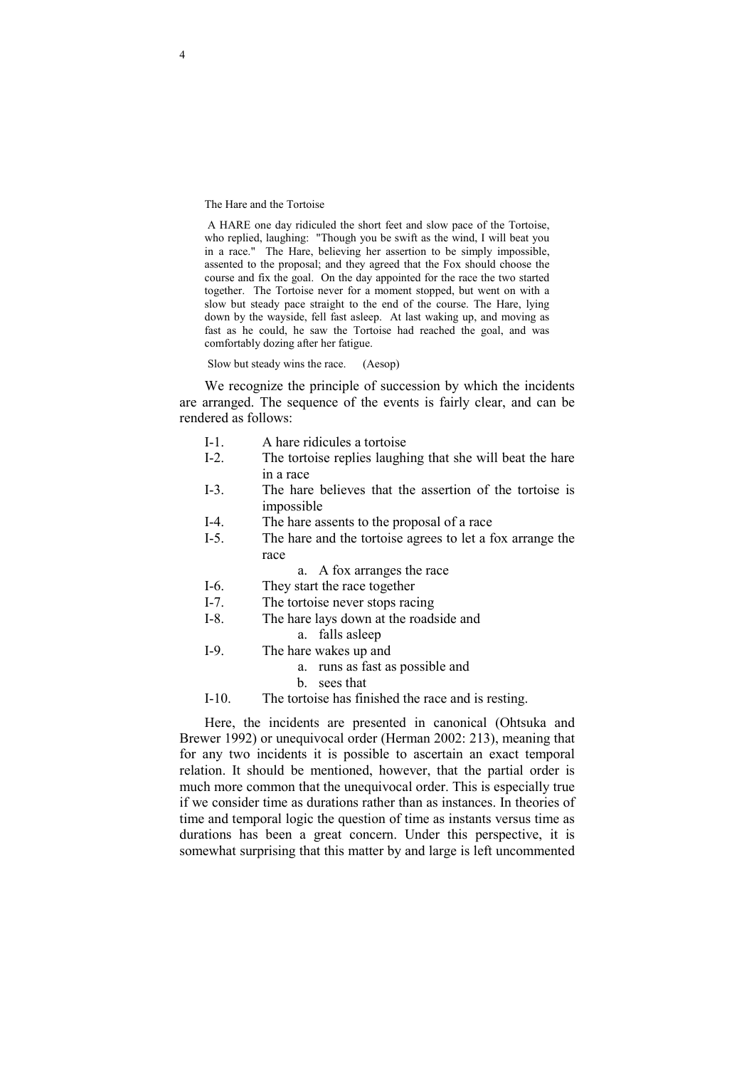The Hare and the Tortoise

> A HARE one day ridiculed the short feet and slow pace of the Tortoise, who replied, laughing: "Though you be swift as the wind, I will beat you in a race." The Hare, believing her assertion to be simply impossible, assented to the proposal; and they agreed that the Fox should choose the course and fix the goal. On the day appointed for the race the two started together. The Tortoise never for a moment stopped, but went on with a slow but steady pace straight to the end of the course. The Hare, lying down by the wayside, fell fast asleep. At last waking up, and moving as fast as he could, he saw the Tortoise had reached the goal, and was comfortably dozing after her fatigue.
>
> Slow but steady wins the race. (Aesop)

We recognize the principle of succession by which the incidents are arranged. The sequence of the events is fairly clear, and can be rendered as follows:

- I-1. A hare ridicules a tortoise
- I-2. The tortoise replies laughing that she will beat the hare in a race
- I-3. The hare believes that the assertion of the tortoise is impossible
- I-4. The hare assents to the proposal of a race
- I-5. The hare and the tortoise agrees to let a fox arrange the race
  - a. A fox arranges the race
- I-6. They start the race together
- I-7. The tortoise never stops racing
- I-8. The hare lays down at the roadside and
  - a. falls asleep
- I-9. The hare wakes up and
  - a. runs as fast as possible and
  - b. sees that
- I-10. The tortoise has finished the race and is resting.

Here, the incidents are presented in canonical (Ohtsuka and Brewer 1992) or unequivocal order (Herman 2002: 213), meaning that for any two incidents it is possible to ascertain an exact temporal relation. It should be mentioned, however, that the partial order is much more common that the unequivocal order. This is especially true if we consider time as durations rather than as instances. In theories of time and temporal logic the question of time as instants versus time as durations has been a great concern. Under this perspective, it is somewhat surprising that this matter by and large is left uncommented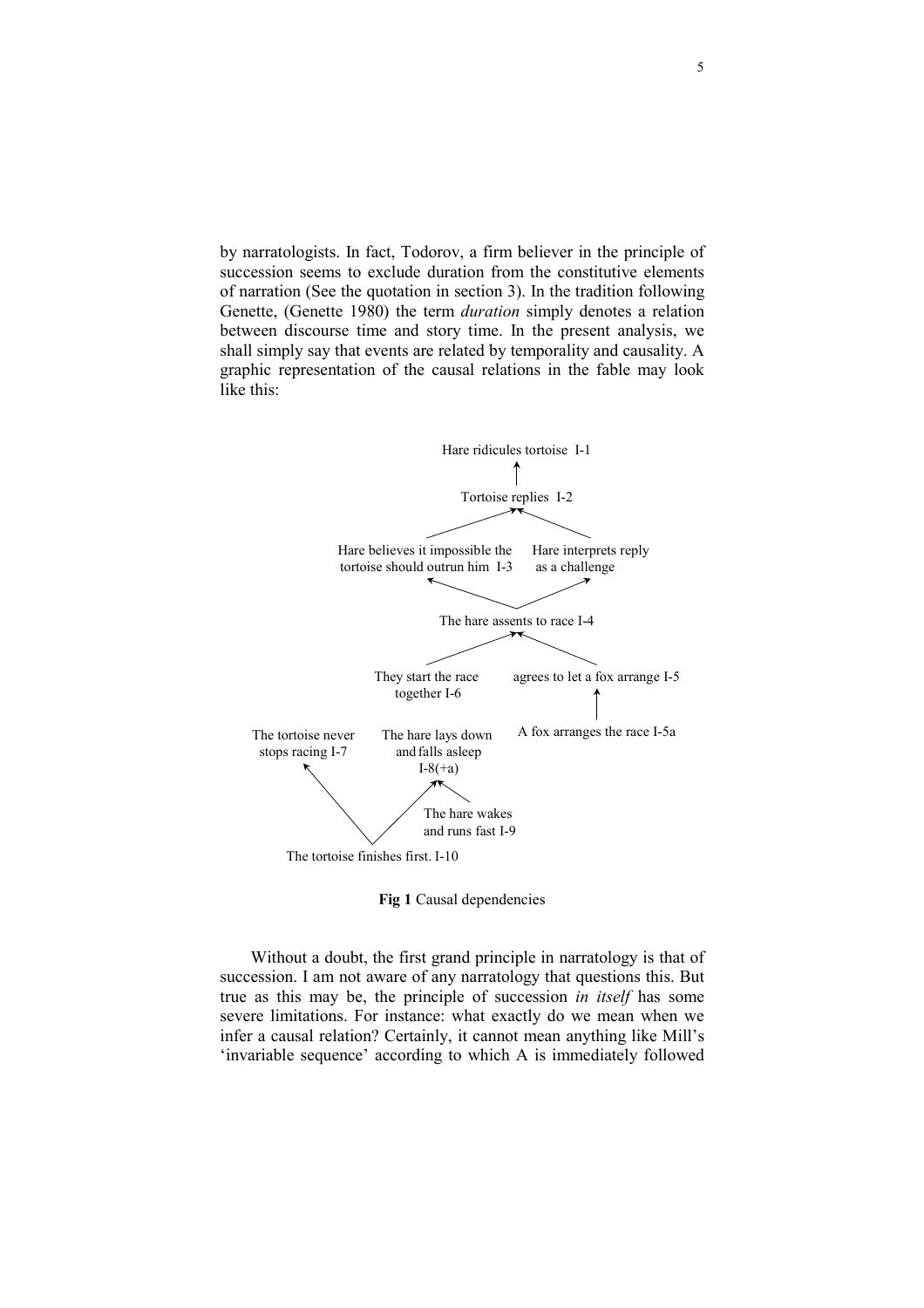by narratologists. In fact, Todorov, a firm believer in the principle of succession seems to exclude duration from the constitutive elements of narration (See the quotation in section 3). In the tradition following Genette, (Genette 1980) the term *duration* simply denotes a relation between discourse time and story time. In the present analysis, we shall simply say that events are related by temporality and causality. A graphic representation of the causal relations in the fable may look like this:

Hare ridicules tortoise I-1

Tortoise replies I-2

Hare believes it impossible the tortoise should outrun him I-3

Hare interprets reply as a challenge

The hare assents to race I-4

They start the race together I-6

agrees to let a fox arrange I-5

A fox arranges the race I-5a

The tortoise never stops racing I-7

The hare lays down and falls asleep I-8(+a)

The hare wakes and runs fast I-9

The tortoise finishes first. I-10

**Fig 1** Causal dependencies

Without a doubt, the first grand principle in narratology is that of succession. I am not aware of any narratology that questions this. But true as this may be, the principle of succession *in itself* has some severe limitations. For instance: what exactly do we mean when we infer a causal relation? Certainly, it cannot mean anything like Mill's 'invariable sequence' according to which A is immediately followed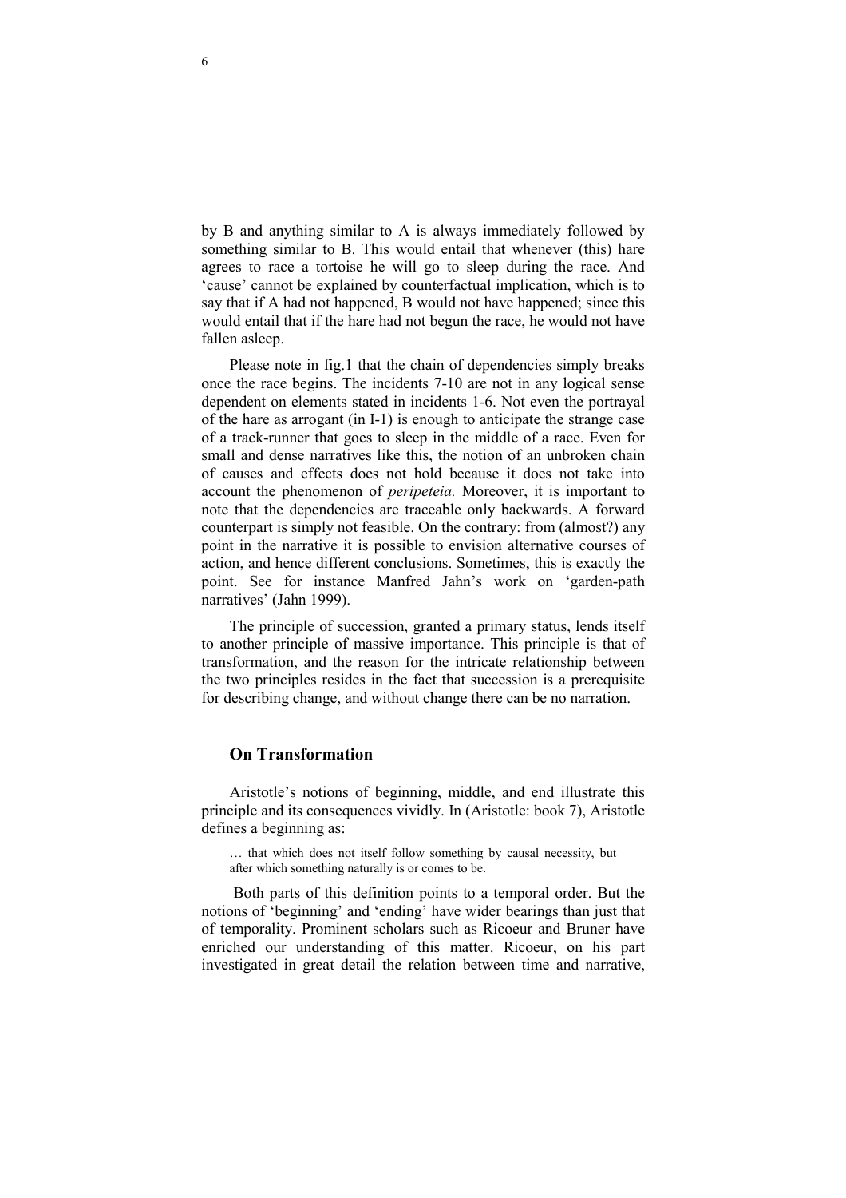by B and anything similar to A is always immediately followed by something similar to B. This would entail that whenever (this) hare agrees to race a tortoise he will go to sleep during the race. And 'cause' cannot be explained by counterfactual implication, which is to say that if A had not happened, B would not have happened; since this would entail that if the hare had not begun the race, he would not have fallen asleep.

Please note in fig.1 that the chain of dependencies simply breaks once the race begins. The incidents 7-10 are not in any logical sense dependent on elements stated in incidents 1-6. Not even the portrayal of the hare as arrogant (in I-1) is enough to anticipate the strange case of a track-runner that goes to sleep in the middle of a race. Even for small and dense narratives like this, the notion of an unbroken chain of causes and effects does not hold because it does not take into account the phenomenon of *peripeteia.* Moreover, it is important to note that the dependencies are traceable only backwards. A forward counterpart is simply not feasible. On the contrary: from (almost?) any point in the narrative it is possible to envision alternative courses of action, and hence different conclusions. Sometimes, this is exactly the point. See for instance Manfred Jahn's work on 'garden-path narratives' (Jahn 1999).

The principle of succession, granted a primary status, lends itself to another principle of massive importance. This principle is that of transformation, and the reason for the intricate relationship between the two principles resides in the fact that succession is a prerequisite for describing change, and without change there can be no narration.

## On Transformation

Aristotle's notions of beginning, middle, and end illustrate this principle and its consequences vividly. In (Aristotle: book 7), Aristotle defines a beginning as:

> … that which does not itself follow something by causal necessity, but after which something naturally is or comes to be.

Both parts of this definition points to a temporal order. But the notions of 'beginning' and 'ending' have wider bearings than just that of temporality. Prominent scholars such as Ricoeur and Bruner have enriched our understanding of this matter. Ricoeur, on his part investigated in great detail the relation between time and narrative,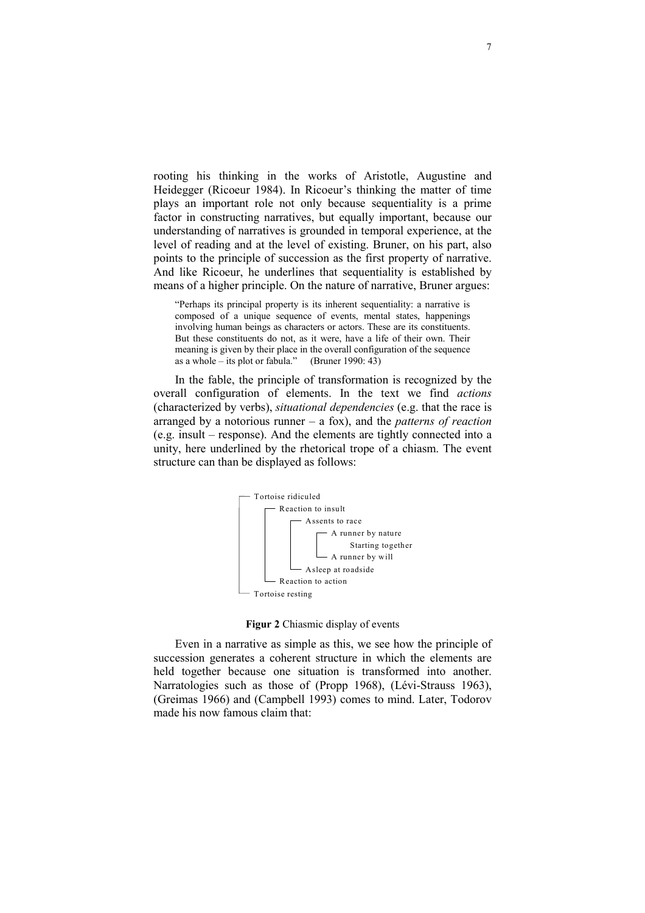rooting his thinking in the works of Aristotle, Augustine and Heidegger (Ricoeur 1984). In Ricoeur's thinking the matter of time plays an important role not only because sequentiality is a prime factor in constructing narratives, but equally important, because our understanding of narratives is grounded in temporal experience, at the level of reading and at the level of existing. Bruner, on his part, also points to the principle of succession as the first property of narrative. And like Ricoeur, he underlines that sequentiality is established by means of a higher principle. On the nature of narrative, Bruner argues:

> "Perhaps its principal property is its inherent sequentiality: a narrative is composed of a unique sequence of events, mental states, happenings involving human beings as characters or actors. These are its constituents. But these constituents do not, as it were, have a life of their own. Their meaning is given by their place in the overall configuration of the sequence as a whole – its plot or fabula." (Bruner 1990: 43)

In the fable, the principle of transformation is recognized by the overall configuration of elements. In the text we find *actions* (characterized by verbs), *situational dependencies* (e.g. that the race is arranged by a notorious runner – a fox), and the *patterns of reaction* (e.g. insult – response). And the elements are tightly connected into a unity, here underlined by the rhetorical trope of a chiasm. The event structure can than be displayed as follows:

```
┌─ Tortoise ridiculed
│   ┌─ Reaction to insult
│   │   ┌─ Assents to race
│   │   │   ┌─ A runner by nature
│   │   │   │     Starting together
│   │   │   └─ A runner by will
│   │   └─ Asleep at roadside
│   └─ Reaction to action
└─ Tortoise resting
```

**Figur 2** Chiasmic display of events

Even in a narrative as simple as this, we see how the principle of succession generates a coherent structure in which the elements are held together because one situation is transformed into another. Narratologies such as those of (Propp 1968), (Lévi-Strauss 1963), (Greimas 1966) and (Campbell 1993) comes to mind. Later, Todorov made his now famous claim that: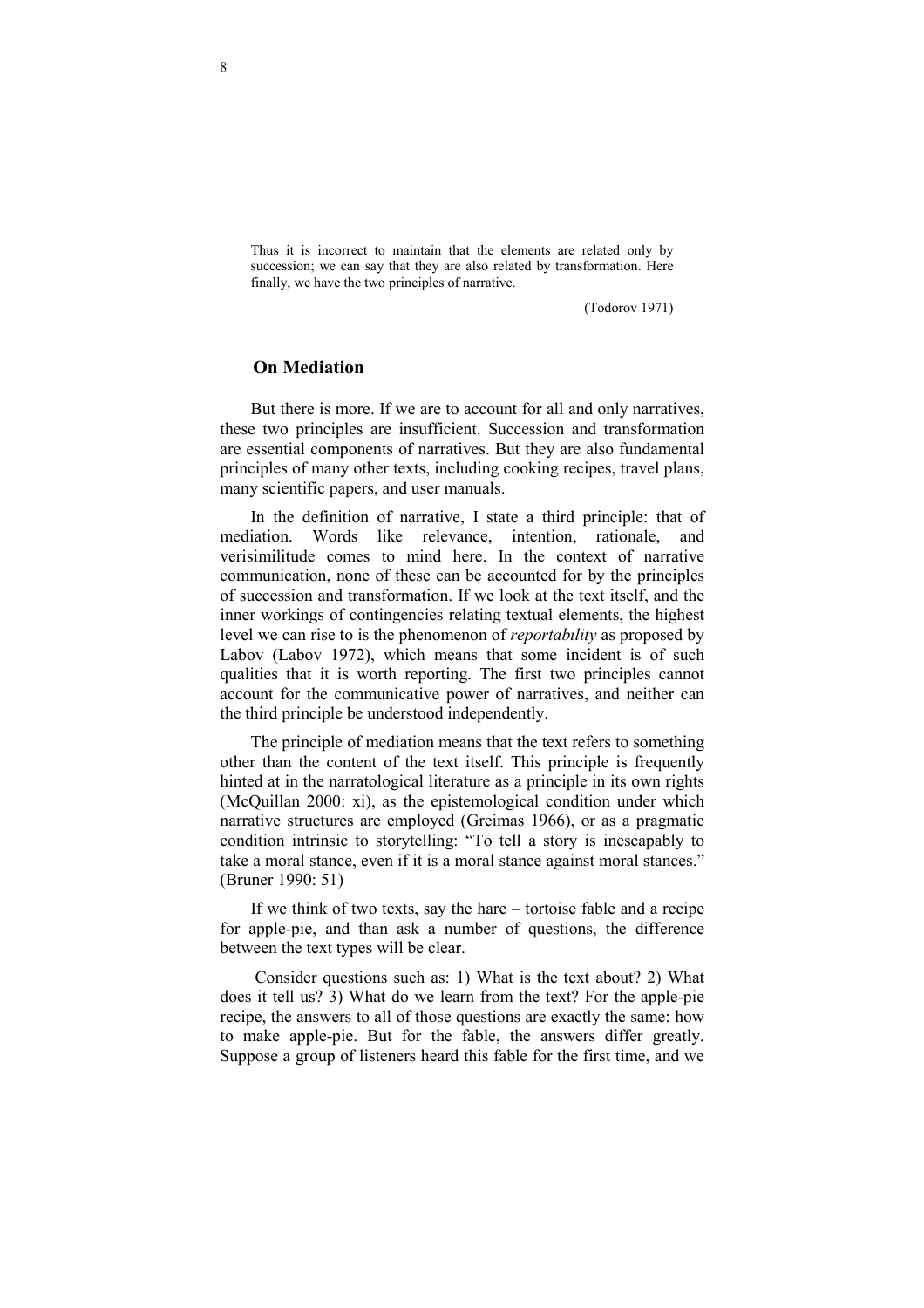> Thus it is incorrect to maintain that the elements are related only by succession; we can say that they are also related by transformation. Here finally, we have the two principles of narrative.
>
> (Todorov 1971)

## On Mediation

But there is more. If we are to account for all and only narratives, these two principles are insufficient. Succession and transformation are essential components of narratives. But they are also fundamental principles of many other texts, including cooking recipes, travel plans, many scientific papers, and user manuals.

In the definition of narrative, I state a third principle: that of mediation. Words like relevance, intention, rationale, and verisimilitude comes to mind here. In the context of narrative communication, none of these can be accounted for by the principles of succession and transformation. If we look at the text itself, and the inner workings of contingencies relating textual elements, the highest level we can rise to is the phenomenon of *reportability* as proposed by Labov (Labov 1972), which means that some incident is of such qualities that it is worth reporting. The first two principles cannot account for the communicative power of narratives, and neither can the third principle be understood independently.

The principle of mediation means that the text refers to something other than the content of the text itself. This principle is frequently hinted at in the narratological literature as a principle in its own rights (McQuillan 2000: xi), as the epistemological condition under which narrative structures are employed (Greimas 1966), or as a pragmatic condition intrinsic to storytelling: "To tell a story is inescapably to take a moral stance, even if it is a moral stance against moral stances." (Bruner 1990: 51)

If we think of two texts, say the hare – tortoise fable and a recipe for apple-pie, and than ask a number of questions, the difference between the text types will be clear.

Consider questions such as: 1) What is the text about? 2) What does it tell us? 3) What do we learn from the text? For the apple-pie recipe, the answers to all of those questions are exactly the same: how to make apple-pie. But for the fable, the answers differ greatly. Suppose a group of listeners heard this fable for the first time, and we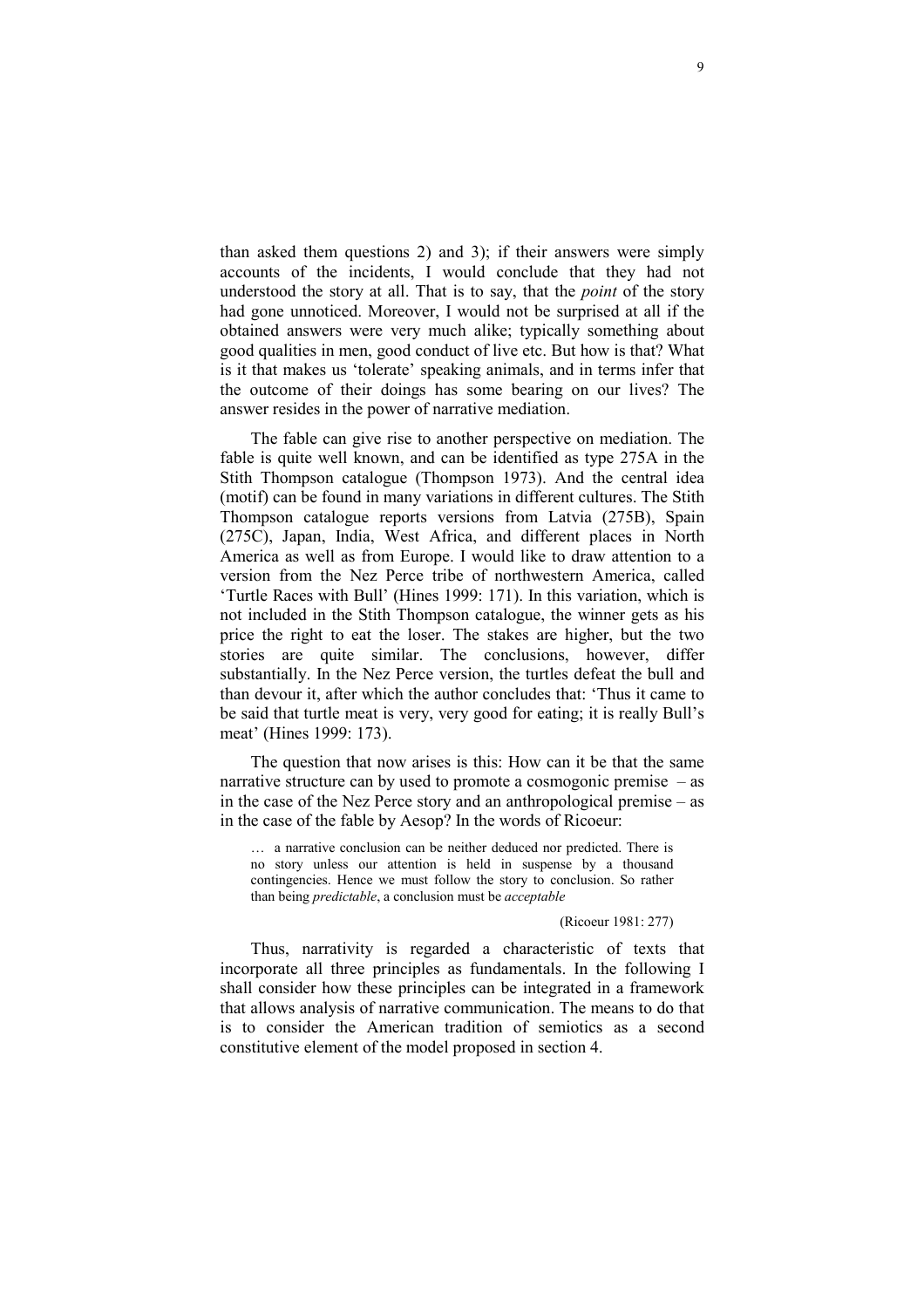than asked them questions 2) and 3); if their answers were simply accounts of the incidents, I would conclude that they had not understood the story at all. That is to say, that the *point* of the story had gone unnoticed. Moreover, I would not be surprised at all if the obtained answers were very much alike; typically something about good qualities in men, good conduct of live etc. But how is that? What is it that makes us 'tolerate' speaking animals, and in terms infer that the outcome of their doings has some bearing on our lives? The answer resides in the power of narrative mediation.

The fable can give rise to another perspective on mediation. The fable is quite well known, and can be identified as type 275A in the Stith Thompson catalogue (Thompson 1973). And the central idea (motif) can be found in many variations in different cultures. The Stith Thompson catalogue reports versions from Latvia (275B), Spain (275C), Japan, India, West Africa, and different places in North America as well as from Europe. I would like to draw attention to a version from the Nez Perce tribe of northwestern America, called 'Turtle Races with Bull' (Hines 1999: 171). In this variation, which is not included in the Stith Thompson catalogue, the winner gets as his price the right to eat the loser. The stakes are higher, but the two stories are quite similar. The conclusions, however, differ substantially. In the Nez Perce version, the turtles defeat the bull and than devour it, after which the author concludes that: 'Thus it came to be said that turtle meat is very, very good for eating; it is really Bull's meat' (Hines 1999: 173).

The question that now arises is this: How can it be that the same narrative structure can by used to promote a cosmogonic premise – as in the case of the Nez Perce story and an anthropological premise – as in the case of the fable by Aesop? In the words of Ricoeur:

> … a narrative conclusion can be neither deduced nor predicted. There is no story unless our attention is held in suspense by a thousand contingencies. Hence we must follow the story to conclusion. So rather than being *predictable*, a conclusion must be *acceptable*
>
> (Ricoeur 1981: 277)

Thus, narrativity is regarded a characteristic of texts that incorporate all three principles as fundamentals. In the following I shall consider how these principles can be integrated in a framework that allows analysis of narrative communication. The means to do that is to consider the American tradition of semiotics as a second constitutive element of the model proposed in section 4.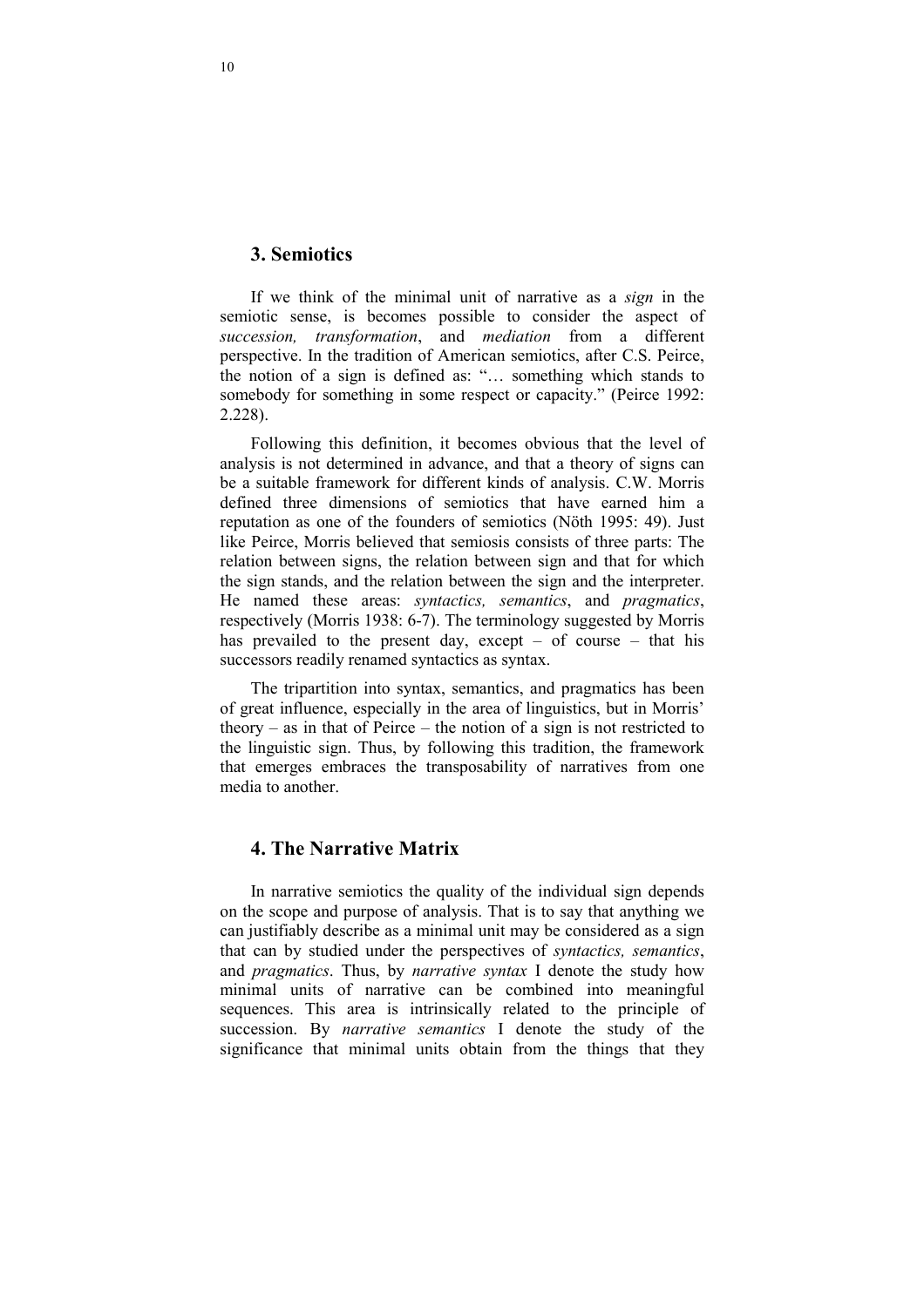## 3. Semiotics

If we think of the minimal unit of narrative as a *sign* in the semiotic sense, is becomes possible to consider the aspect of *succession, transformation*, and *mediation* from a different perspective. In the tradition of American semiotics, after C.S. Peirce, the notion of a sign is defined as: "… something which stands to somebody for something in some respect or capacity." (Peirce 1992: 2.228).

Following this definition, it becomes obvious that the level of analysis is not determined in advance, and that a theory of signs can be a suitable framework for different kinds of analysis. C.W. Morris defined three dimensions of semiotics that have earned him a reputation as one of the founders of semiotics (Nöth 1995: 49). Just like Peirce, Morris believed that semiosis consists of three parts: The relation between signs, the relation between sign and that for which the sign stands, and the relation between the sign and the interpreter. He named these areas: *syntactics, semantics*, and *pragmatics*, respectively (Morris 1938: 6-7). The terminology suggested by Morris has prevailed to the present day, except – of course – that his successors readily renamed syntactics as syntax.

The tripartition into syntax, semantics, and pragmatics has been of great influence, especially in the area of linguistics, but in Morris' theory – as in that of Peirce – the notion of a sign is not restricted to the linguistic sign. Thus, by following this tradition, the framework that emerges embraces the transposability of narratives from one media to another.

## 4. The Narrative Matrix

In narrative semiotics the quality of the individual sign depends on the scope and purpose of analysis. That is to say that anything we can justifiably describe as a minimal unit may be considered as a sign that can by studied under the perspectives of *syntactics, semantics*, and *pragmatics*. Thus, by *narrative syntax* I denote the study how minimal units of narrative can be combined into meaningful sequences. This area is intrinsically related to the principle of succession. By *narrative semantics* I denote the study of the significance that minimal units obtain from the things that they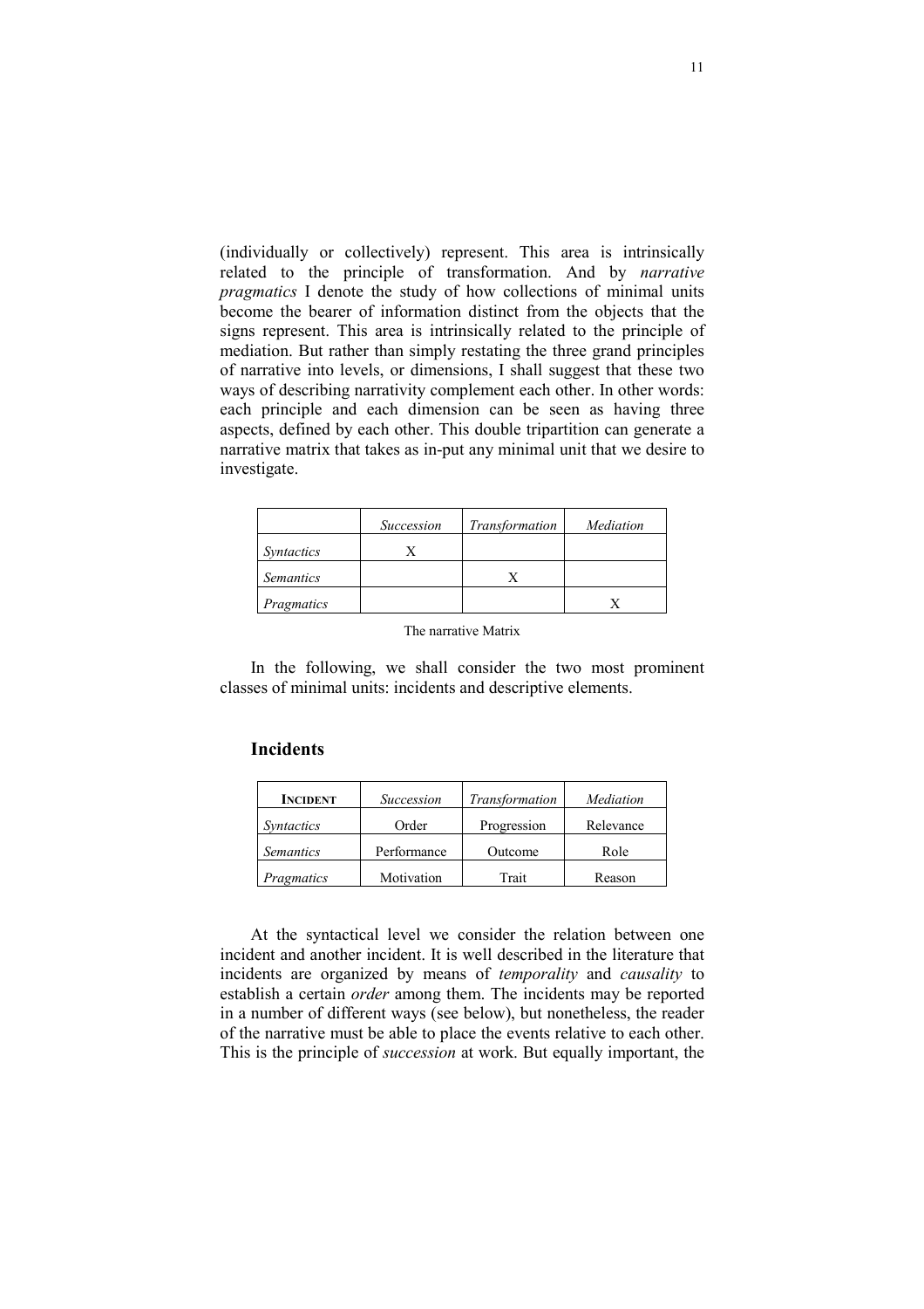(individually or collectively) represent. This area is intrinsically related to the principle of transformation. And by *narrative pragmatics* I denote the study of how collections of minimal units become the bearer of information distinct from the objects that the signs represent. This area is intrinsically related to the principle of mediation. But rather than simply restating the three grand principles of narrative into levels, or dimensions, I shall suggest that these two ways of describing narrativity complement each other. In other words: each principle and each dimension can be seen as having three aspects, defined by each other. This double tripartition can generate a narrative matrix that takes as in-put any minimal unit that we desire to investigate.

| | *Succession* | *Transformation* | *Mediation* |
|---|---|---|---|
| *Syntactics* | X | | |
| *Semantics* | | X | |
| *Pragmatics* | | | X |

The narrative Matrix

In the following, we shall consider the two most prominent classes of minimal units: incidents and descriptive elements.

## Incidents

| **INCIDENT** | *Succession* | *Transformation* | *Mediation* |
|---|---|---|---|
| *Syntactics* | Order | Progression | Relevance |
| *Semantics* | Performance | Outcome | Role |
| *Pragmatics* | Motivation | Trait | Reason |

At the syntactical level we consider the relation between one incident and another incident. It is well described in the literature that incidents are organized by means of *temporality* and *causality* to establish a certain *order* among them. The incidents may be reported in a number of different ways (see below), but nonetheless, the reader of the narrative must be able to place the events relative to each other. This is the principle of *succession* at work. But equally important, the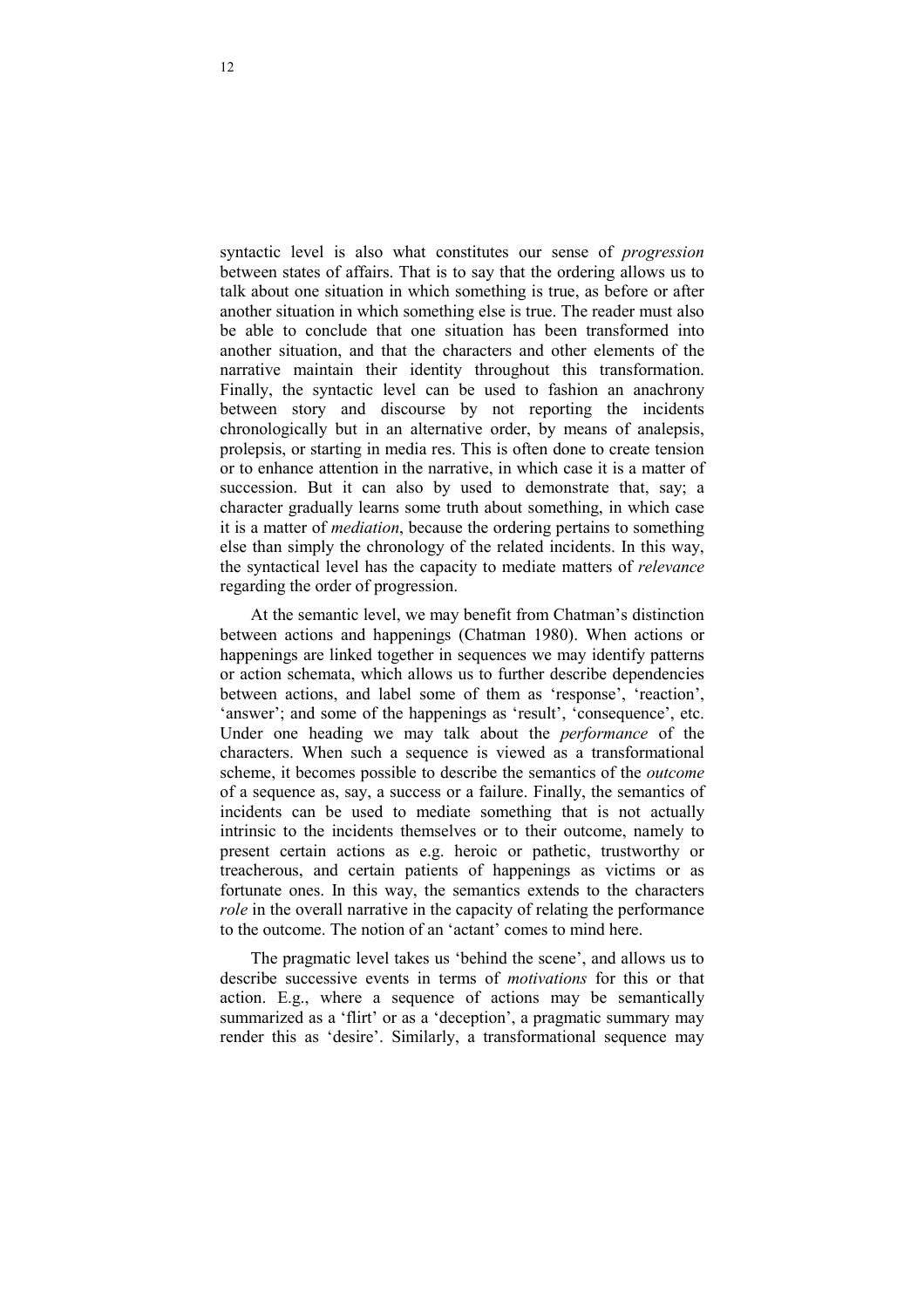syntactic level is also what constitutes our sense of *progression* between states of affairs. That is to say that the ordering allows us to talk about one situation in which something is true, as before or after another situation in which something else is true. The reader must also be able to conclude that one situation has been transformed into another situation, and that the characters and other elements of the narrative maintain their identity throughout this transformation. Finally, the syntactic level can be used to fashion an anachrony between story and discourse by not reporting the incidents chronologically but in an alternative order, by means of analepsis, prolepsis, or starting in media res. This is often done to create tension or to enhance attention in the narrative, in which case it is a matter of succession. But it can also by used to demonstrate that, say; a character gradually learns some truth about something, in which case it is a matter of *mediation*, because the ordering pertains to something else than simply the chronology of the related incidents. In this way, the syntactical level has the capacity to mediate matters of *relevance* regarding the order of progression.

At the semantic level, we may benefit from Chatman's distinction between actions and happenings (Chatman 1980). When actions or happenings are linked together in sequences we may identify patterns or action schemata, which allows us to further describe dependencies between actions, and label some of them as 'response', 'reaction', 'answer'; and some of the happenings as 'result', 'consequence', etc. Under one heading we may talk about the *performance* of the characters. When such a sequence is viewed as a transformational scheme, it becomes possible to describe the semantics of the *outcome* of a sequence as, say, a success or a failure. Finally, the semantics of incidents can be used to mediate something that is not actually intrinsic to the incidents themselves or to their outcome, namely to present certain actions as e.g. heroic or pathetic, trustworthy or treacherous, and certain patients of happenings as victims or as fortunate ones. In this way, the semantics extends to the characters *role* in the overall narrative in the capacity of relating the performance to the outcome. The notion of an 'actant' comes to mind here.

The pragmatic level takes us 'behind the scene', and allows us to describe successive events in terms of *motivations* for this or that action. E.g., where a sequence of actions may be semantically summarized as a 'flirt' or as a 'deception', a pragmatic summary may render this as 'desire'. Similarly, a transformational sequence may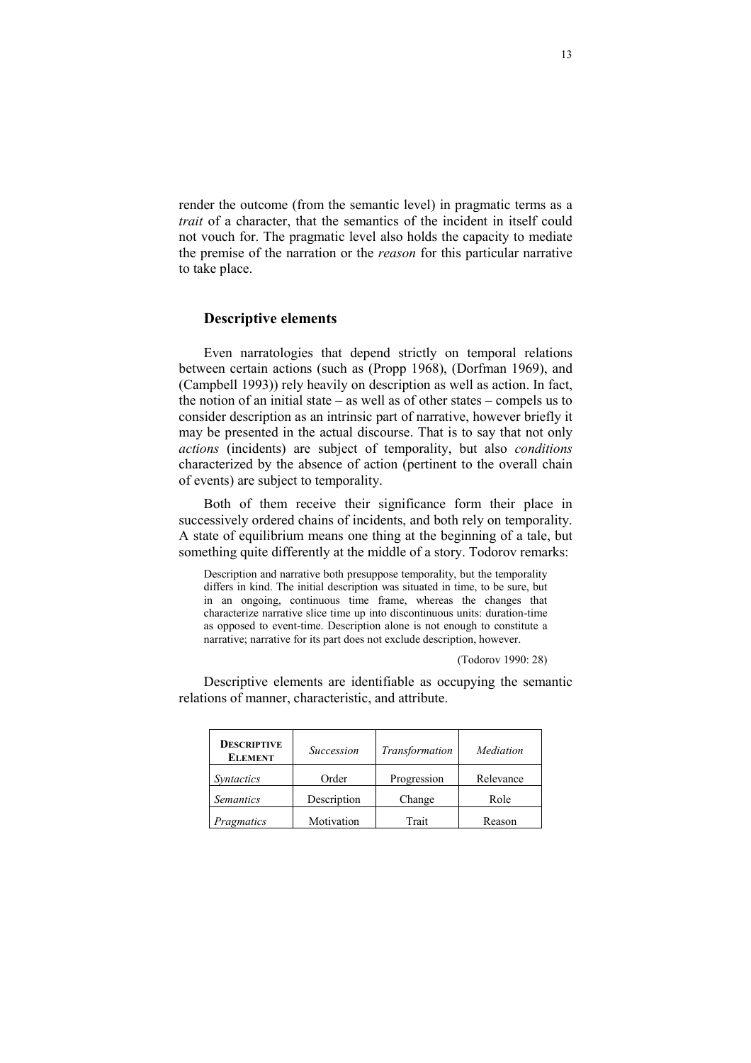render the outcome (from the semantic level) in pragmatic terms as a *trait* of a character, that the semantics of the incident in itself could not vouch for. The pragmatic level also holds the capacity to mediate the premise of the narration or the *reason* for this particular narrative to take place.

## Descriptive elements

Even narratologies that depend strictly on temporal relations between certain actions (such as (Propp 1968), (Dorfman 1969), and (Campbell 1993)) rely heavily on description as well as action. In fact, the notion of an initial state – as well as of other states – compels us to consider description as an intrinsic part of narrative, however briefly it may be presented in the actual discourse. That is to say that not only *actions* (incidents) are subject of temporality, but also *conditions* characterized by the absence of action (pertinent to the overall chain of events) are subject to temporality.

Both of them receive their significance form their place in successively ordered chains of incidents, and both rely on temporality. A state of equilibrium means one thing at the beginning of a tale, but something quite differently at the middle of a story. Todorov remarks:

> Description and narrative both presuppose temporality, but the temporality differs in kind. The initial description was situated in time, to be sure, but in an ongoing, continuous time frame, whereas the changes that characterize narrative slice time up into discontinuous units: duration-time as opposed to event-time. Description alone is not enough to constitute a narrative; narrative for its part does not exclude description, however.
>
> (Todorov 1990: 28)

Descriptive elements are identifiable as occupying the semantic relations of manner, characteristic, and attribute.

| **Descriptive Element** | *Succession* | *Transformation* | *Mediation* |
|---|---|---|---|
| *Syntactics* | Order | Progression | Relevance |
| *Semantics* | Description | Change | Role |
| *Pragmatics* | Motivation | Trait | Reason |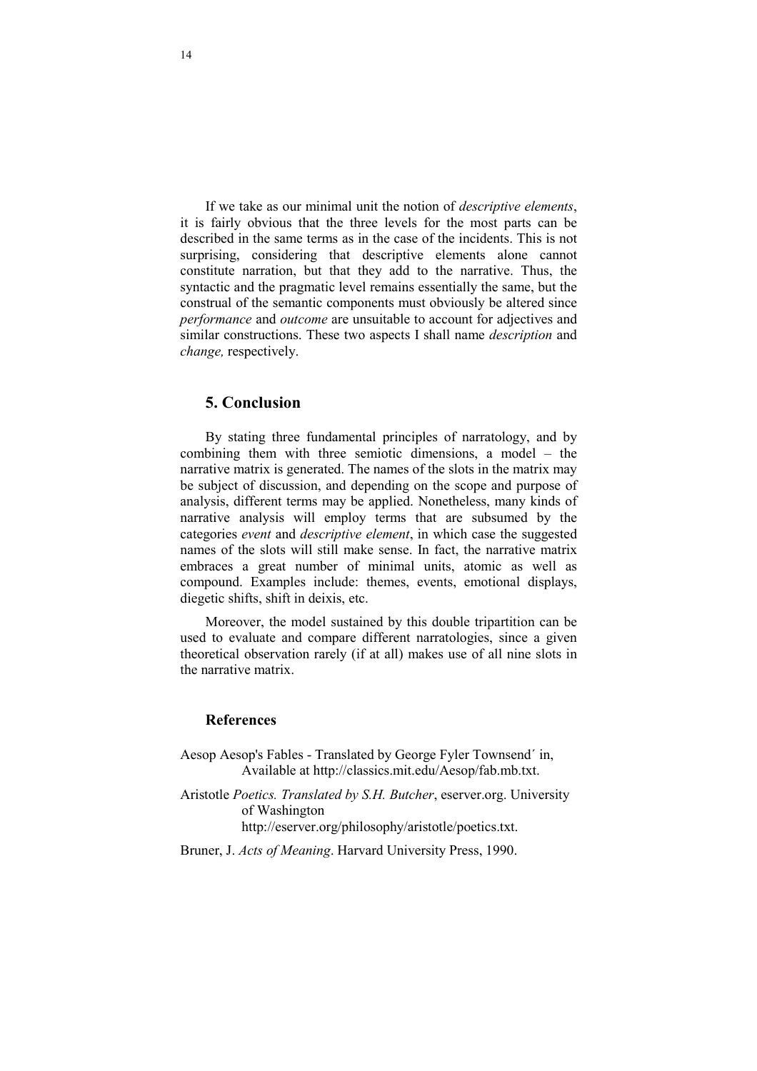If we take as our minimal unit the notion of *descriptive elements*, it is fairly obvious that the three levels for the most parts can be described in the same terms as in the case of the incidents. This is not surprising, considering that descriptive elements alone cannot constitute narration, but that they add to the narrative. Thus, the syntactic and the pragmatic level remains essentially the same, but the construal of the semantic components must obviously be altered since *performance* and *outcome* are unsuitable to account for adjectives and similar constructions. These two aspects I shall name *description* and *change,* respectively.

## 5. Conclusion

By stating three fundamental principles of narratology, and by combining them with three semiotic dimensions, a model – the narrative matrix is generated. The names of the slots in the matrix may be subject of discussion, and depending on the scope and purpose of analysis, different terms may be applied. Nonetheless, many kinds of narrative analysis will employ terms that are subsumed by the categories *event* and *descriptive element*, in which case the suggested names of the slots will still make sense. In fact, the narrative matrix embraces a great number of minimal units, atomic as well as compound. Examples include: themes, events, emotional displays, diegetic shifts, shift in deixis, etc.

Moreover, the model sustained by this double tripartition can be used to evaluate and compare different narratologies, since a given theoretical observation rarely (if at all) makes use of all nine slots in the narrative matrix.

### References

Aesop Aesop's Fables - Translated by George Fyler Townsend´ in, Available at http://classics.mit.edu/Aesop/fab.mb.txt.

Aristotle *Poetics. Translated by S.H. Butcher*, eserver.org. University of Washington http://eserver.org/philosophy/aristotle/poetics.txt.

Bruner, J. *Acts of Meaning*. Harvard University Press, 1990.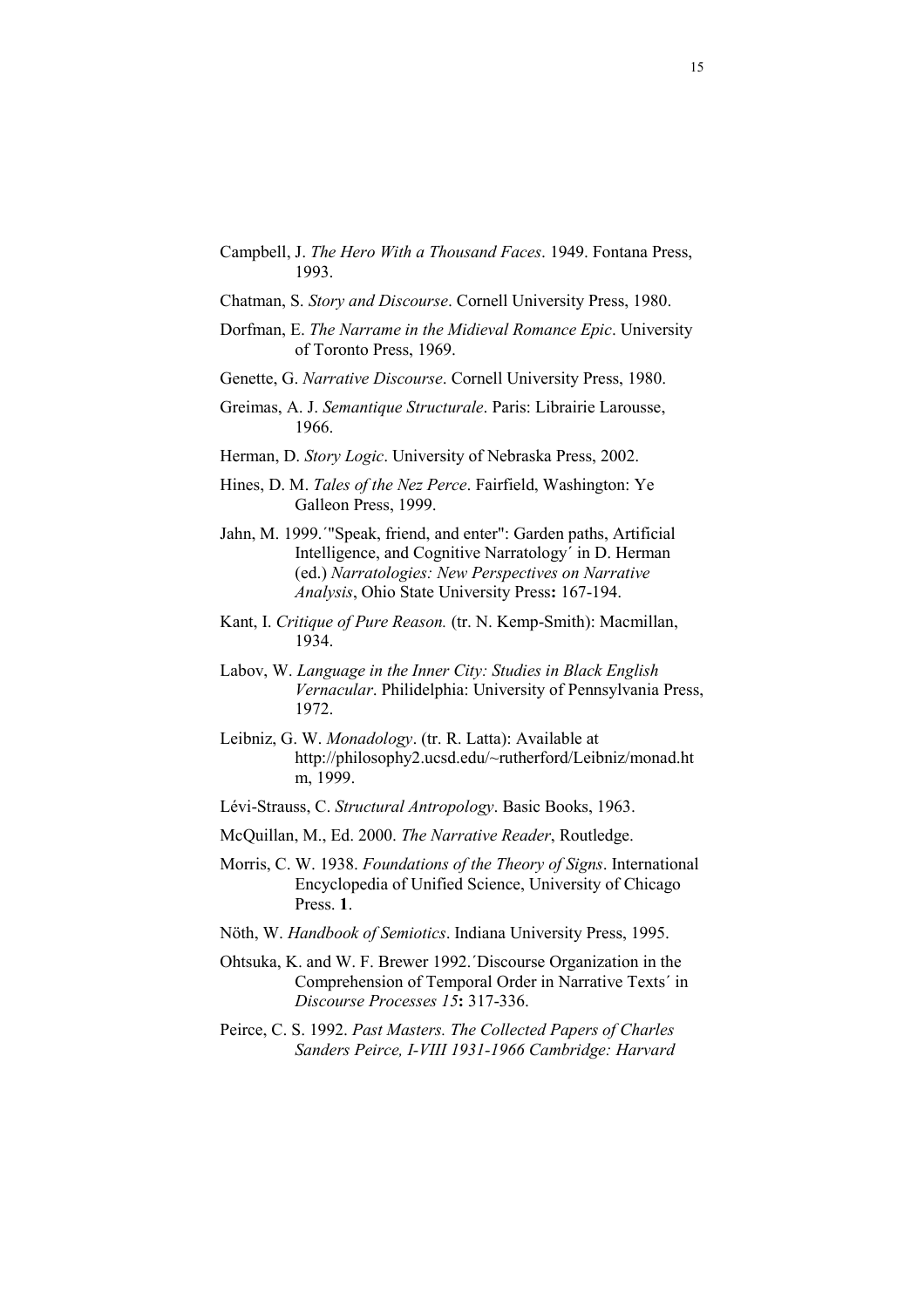Campbell, J. *The Hero With a Thousand Faces*. 1949. Fontana Press, 1993.

Chatman, S. *Story and Discourse*. Cornell University Press, 1980.

Dorfman, E. *The Narrame in the Midieval Romance Epic*. University of Toronto Press, 1969.

Genette, G. *Narrative Discourse*. Cornell University Press, 1980.

Greimas, A. J. *Semantique Structurale*. Paris: Librairie Larousse, 1966.

Herman, D. *Story Logic*. University of Nebraska Press, 2002.

Hines, D. M. *Tales of the Nez Perce*. Fairfield, Washington: Ye Galleon Press, 1999.

Jahn, M. 1999.´"Speak, friend, and enter": Garden paths, Artificial Intelligence, and Cognitive Narratology´ in D. Herman (ed.) *Narratologies: New Perspectives on Narrative Analysis*, Ohio State University Press**:** 167-194.

Kant, I. *Critique of Pure Reason.* (tr. N. Kemp-Smith): Macmillan, 1934.

Labov, W. *Language in the Inner City: Studies in Black English Vernacular*. Philidelphia: University of Pennsylvania Press, 1972.

Leibniz, G. W. *Monadology*. (tr. R. Latta): Available at http://philosophy2.ucsd.edu/~rutherford/Leibniz/monad.htm, 1999.

Lévi-Strauss, C. *Structural Antropology*. Basic Books, 1963.

McQuillan, M., Ed. 2000. *The Narrative Reader*, Routledge.

Morris, C. W. 1938. *Foundations of the Theory of Signs*. International Encyclopedia of Unified Science, University of Chicago Press. **1**.

Nöth, W. *Handbook of Semiotics*. Indiana University Press, 1995.

Ohtsuka, K. and W. F. Brewer 1992.´Discourse Organization in the Comprehension of Temporal Order in Narrative Texts´ in *Discourse Processes 15***:** 317-336.

Peirce, C. S. 1992. *Past Masters. The Collected Papers of Charles Sanders Peirce, I-VIII 1931-1966 Cambridge: Harvard*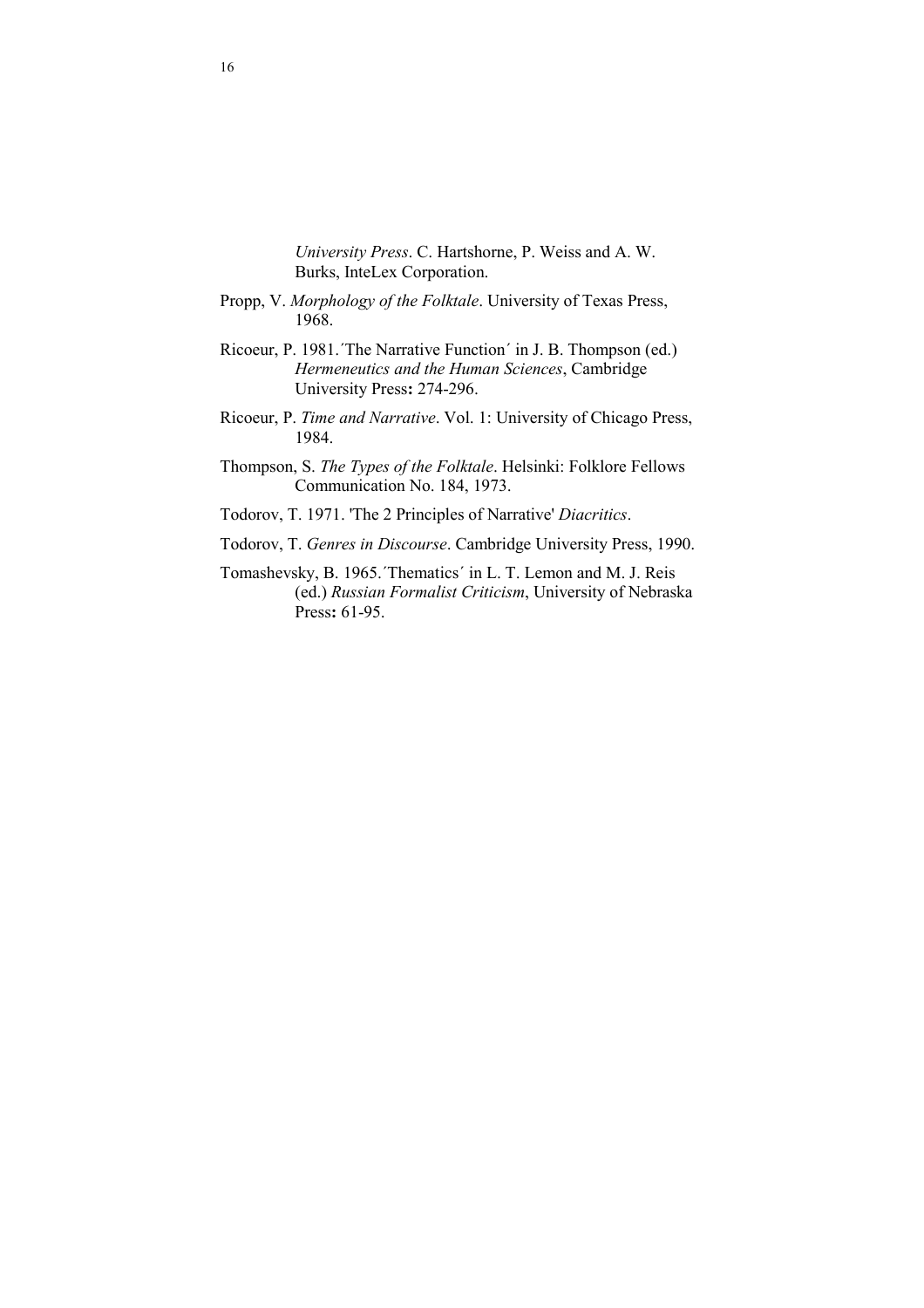*University Press*. C. Hartshorne, P. Weiss and A. W. Burks, InteLex Corporation.

Propp, V. *Morphology of the Folktale*. University of Texas Press, 1968.

Ricoeur, P. 1981.´The Narrative Function´ in J. B. Thompson (ed.) *Hermeneutics and the Human Sciences*, Cambridge University Press**:** 274-296.

Ricoeur, P. *Time and Narrative*. Vol. 1: University of Chicago Press, 1984.

Thompson, S. *The Types of the Folktale*. Helsinki: Folklore Fellows Communication No. 184, 1973.

Todorov, T. 1971. 'The 2 Principles of Narrative' *Diacritics*.

Todorov, T. *Genres in Discourse*. Cambridge University Press, 1990.

Tomashevsky, B. 1965.´Thematics´ in L. T. Lemon and M. J. Reis (ed.) *Russian Formalist Criticism*, University of Nebraska Press**:** 61-95.